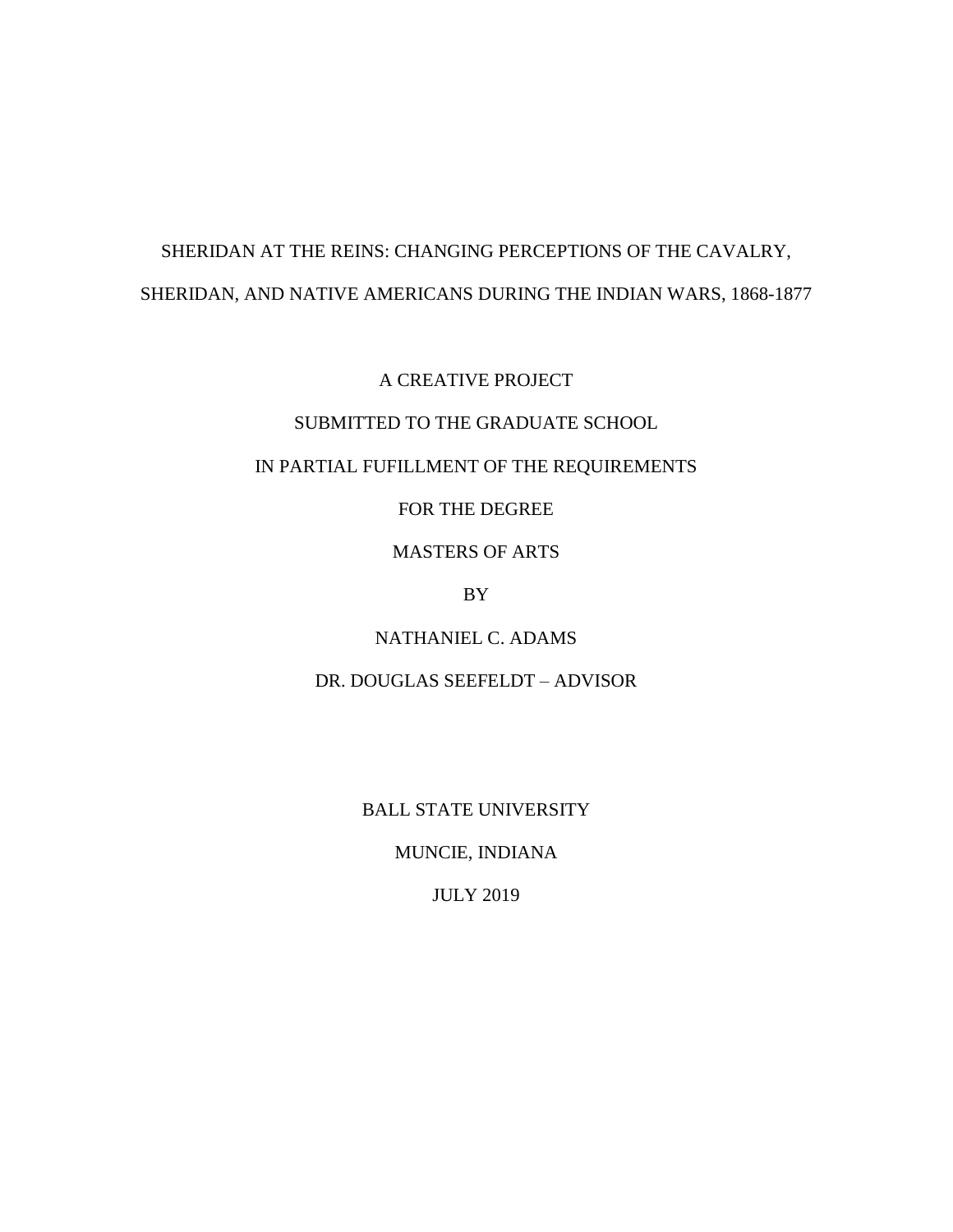# SHERIDAN AT THE REINS: CHANGING PERCEPTIONS OF THE CAVALRY, SHERIDAN, AND NATIVE AMERICANS DURING THE INDIAN WARS, 1868-1877

A CREATIVE PROJECT

SUBMITTED TO THE GRADUATE SCHOOL

IN PARTIAL FUFILLMENT OF THE REQUIREMENTS

FOR THE DEGREE

MASTERS OF ARTS

BY

NATHANIEL C. ADAMS

DR. DOUGLAS SEEFELDT – ADVISOR

BALL STATE UNIVERSITY

MUNCIE, INDIANA

JULY 2019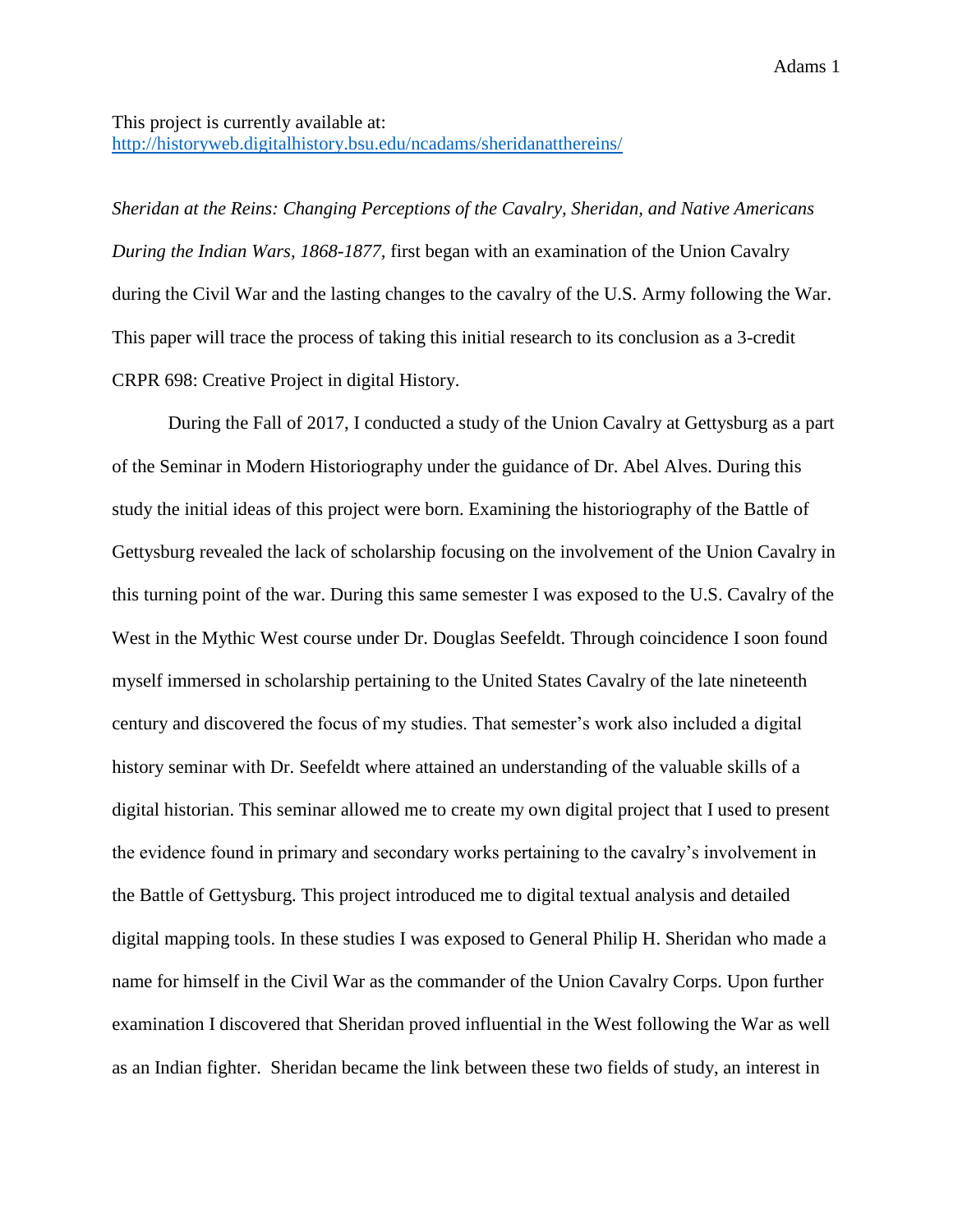This project is currently available at:
http://historyweb.digitalhistory.bsu.edu/ncadams/sheridanatthereins/

*Sheridan at the Reins: Changing Perceptions of the Cavalry, Sheridan, and Native Americans During the Indian Wars, 1868-1877*, first began with an examination of the Union Cavalry during the Civil War and the lasting changes to the cavalry of the U.S. Army following the War. This paper will trace the process of taking this initial research to its conclusion as a 3-credit CRPR 698: Creative Project in digital History.

During the Fall of 2017, I conducted a study of the Union Cavalry at Gettysburg as a part of the Seminar in Modern Historiography under the guidance of Dr. Abel Alves. During this study the initial ideas of this project were born. Examining the historiography of the Battle of Gettysburg revealed the lack of scholarship focusing on the involvement of the Union Cavalry in this turning point of the war. During this same semester I was exposed to the U.S. Cavalry of the West in the Mythic West course under Dr. Douglas Seefeldt. Through coincidence I soon found myself immersed in scholarship pertaining to the United States Cavalry of the late nineteenth century and discovered the focus of my studies. That semester's work also included a digital history seminar with Dr. Seefeldt where attained an understanding of the valuable skills of a digital historian. This seminar allowed me to create my own digital project that I used to present the evidence found in primary and secondary works pertaining to the cavalry's involvement in the Battle of Gettysburg. This project introduced me to digital textual analysis and detailed digital mapping tools. In these studies I was exposed to General Philip H. Sheridan who made a name for himself in the Civil War as the commander of the Union Cavalry Corps. Upon further examination I discovered that Sheridan proved influential in the West following the War as well as an Indian fighter. Sheridan became the link between these two fields of study, an interest in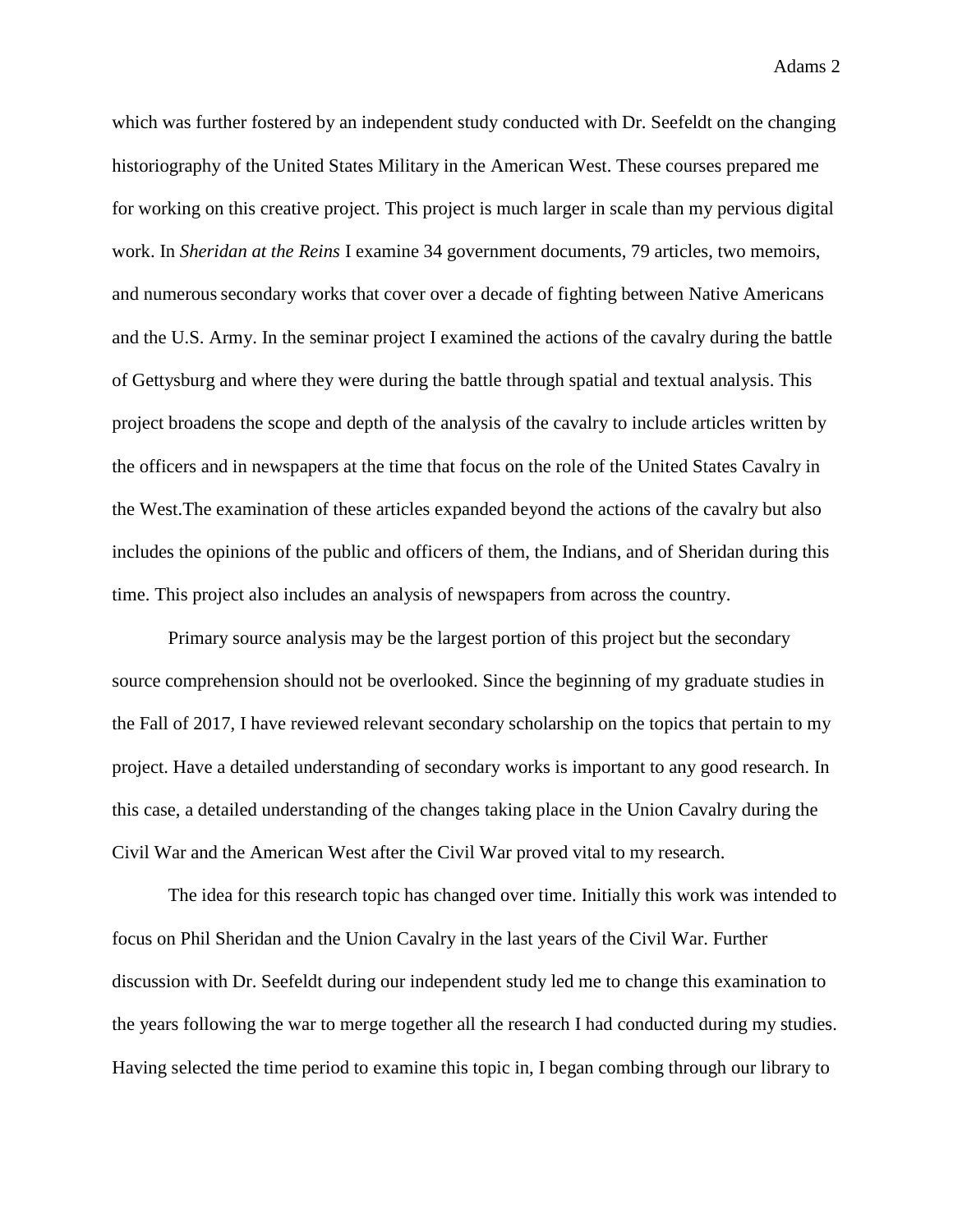which was further fostered by an independent study conducted with Dr. Seefeldt on the changing historiography of the United States Military in the American West. These courses prepared me for working on this creative project. This project is much larger in scale than my pervious digital work. In *Sheridan at the Reins* I examine 34 government documents, 79 articles, two memoirs, and numerous secondary works that cover over a decade of fighting between Native Americans and the U.S. Army. In the seminar project I examined the actions of the cavalry during the battle of Gettysburg and where they were during the battle through spatial and textual analysis. This project broadens the scope and depth of the analysis of the cavalry to include articles written by the officers and in newspapers at the time that focus on the role of the United States Cavalry in the West.The examination of these articles expanded beyond the actions of the cavalry but also includes the opinions of the public and officers of them, the Indians, and of Sheridan during this time. This project also includes an analysis of newspapers from across the country.

Primary source analysis may be the largest portion of this project but the secondary source comprehension should not be overlooked. Since the beginning of my graduate studies in the Fall of 2017, I have reviewed relevant secondary scholarship on the topics that pertain to my project. Have a detailed understanding of secondary works is important to any good research. In this case, a detailed understanding of the changes taking place in the Union Cavalry during the Civil War and the American West after the Civil War proved vital to my research.

The idea for this research topic has changed over time. Initially this work was intended to focus on Phil Sheridan and the Union Cavalry in the last years of the Civil War. Further discussion with Dr. Seefeldt during our independent study led me to change this examination to the years following the war to merge together all the research I had conducted during my studies. Having selected the time period to examine this topic in, I began combing through our library to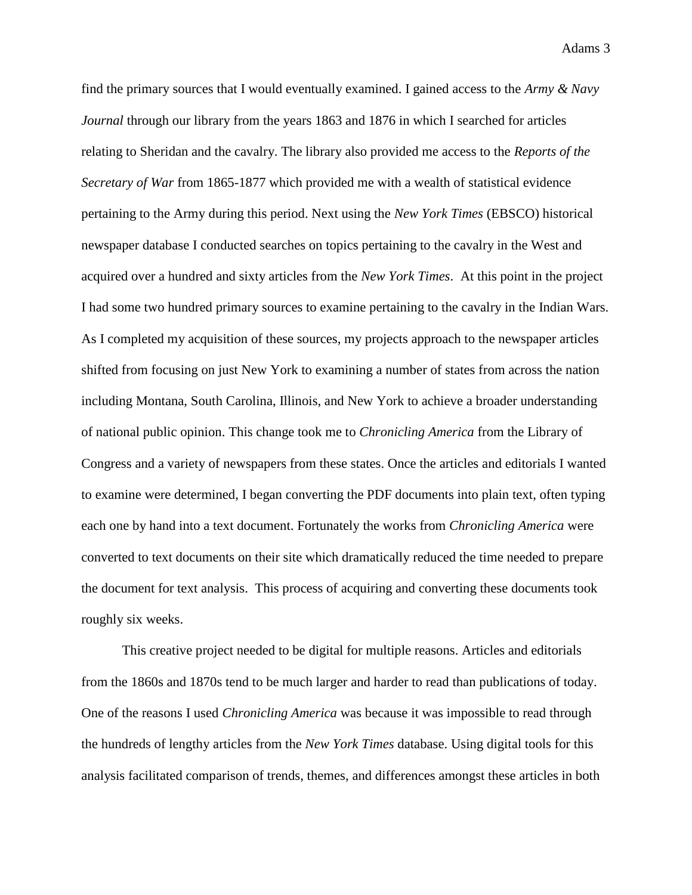find the primary sources that I would eventually examined. I gained access to the *Army & Navy Journal* through our library from the years 1863 and 1876 in which I searched for articles relating to Sheridan and the cavalry. The library also provided me access to the *Reports of the Secretary of War* from 1865-1877 which provided me with a wealth of statistical evidence pertaining to the Army during this period. Next using the *New York Times* (EBSCO) historical newspaper database I conducted searches on topics pertaining to the cavalry in the West and acquired over a hundred and sixty articles from the *New York Times*. At this point in the project I had some two hundred primary sources to examine pertaining to the cavalry in the Indian Wars. As I completed my acquisition of these sources, my projects approach to the newspaper articles shifted from focusing on just New York to examining a number of states from across the nation including Montana, South Carolina, Illinois, and New York to achieve a broader understanding of national public opinion. This change took me to *Chronicling America* from the Library of Congress and a variety of newspapers from these states. Once the articles and editorials I wanted to examine were determined, I began converting the PDF documents into plain text, often typing each one by hand into a text document. Fortunately the works from *Chronicling America* were converted to text documents on their site which dramatically reduced the time needed to prepare the document for text analysis. This process of acquiring and converting these documents took roughly six weeks.

This creative project needed to be digital for multiple reasons. Articles and editorials from the 1860s and 1870s tend to be much larger and harder to read than publications of today. One of the reasons I used *Chronicling America* was because it was impossible to read through the hundreds of lengthy articles from the *New York Times* database. Using digital tools for this analysis facilitated comparison of trends, themes, and differences amongst these articles in both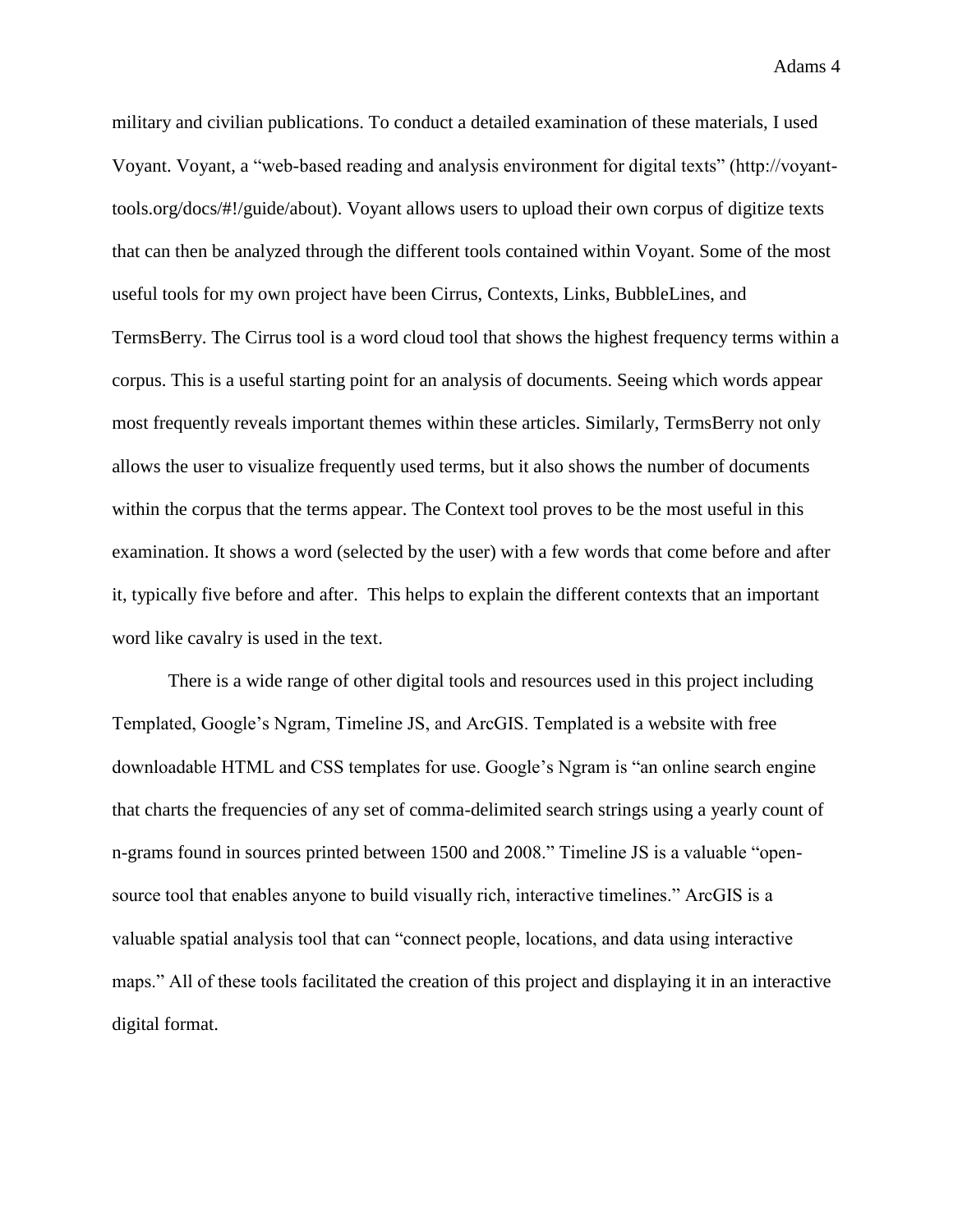military and civilian publications. To conduct a detailed examination of these materials, I used Voyant. Voyant, a "web-based reading and analysis environment for digital texts" (http://voyant-tools.org/docs/#!/guide/about). Voyant allows users to upload their own corpus of digitize texts that can then be analyzed through the different tools contained within Voyant. Some of the most useful tools for my own project have been Cirrus, Contexts, Links, BubbleLines, and TermsBerry. The Cirrus tool is a word cloud tool that shows the highest frequency terms within a corpus. This is a useful starting point for an analysis of documents. Seeing which words appear most frequently reveals important themes within these articles. Similarly, TermsBerry not only allows the user to visualize frequently used terms, but it also shows the number of documents within the corpus that the terms appear. The Context tool proves to be the most useful in this examination. It shows a word (selected by the user) with a few words that come before and after it, typically five before and after. This helps to explain the different contexts that an important word like cavalry is used in the text.

There is a wide range of other digital tools and resources used in this project including Templated, Google's Ngram, Timeline JS, and ArcGIS. Templated is a website with free downloadable HTML and CSS templates for use. Google's Ngram is "an online search engine that charts the frequencies of any set of comma-delimited search strings using a yearly count of n-grams found in sources printed between 1500 and 2008." Timeline JS is a valuable "open-source tool that enables anyone to build visually rich, interactive timelines." ArcGIS is a valuable spatial analysis tool that can "connect people, locations, and data using interactive maps." All of these tools facilitated the creation of this project and displaying it in an interactive digital format.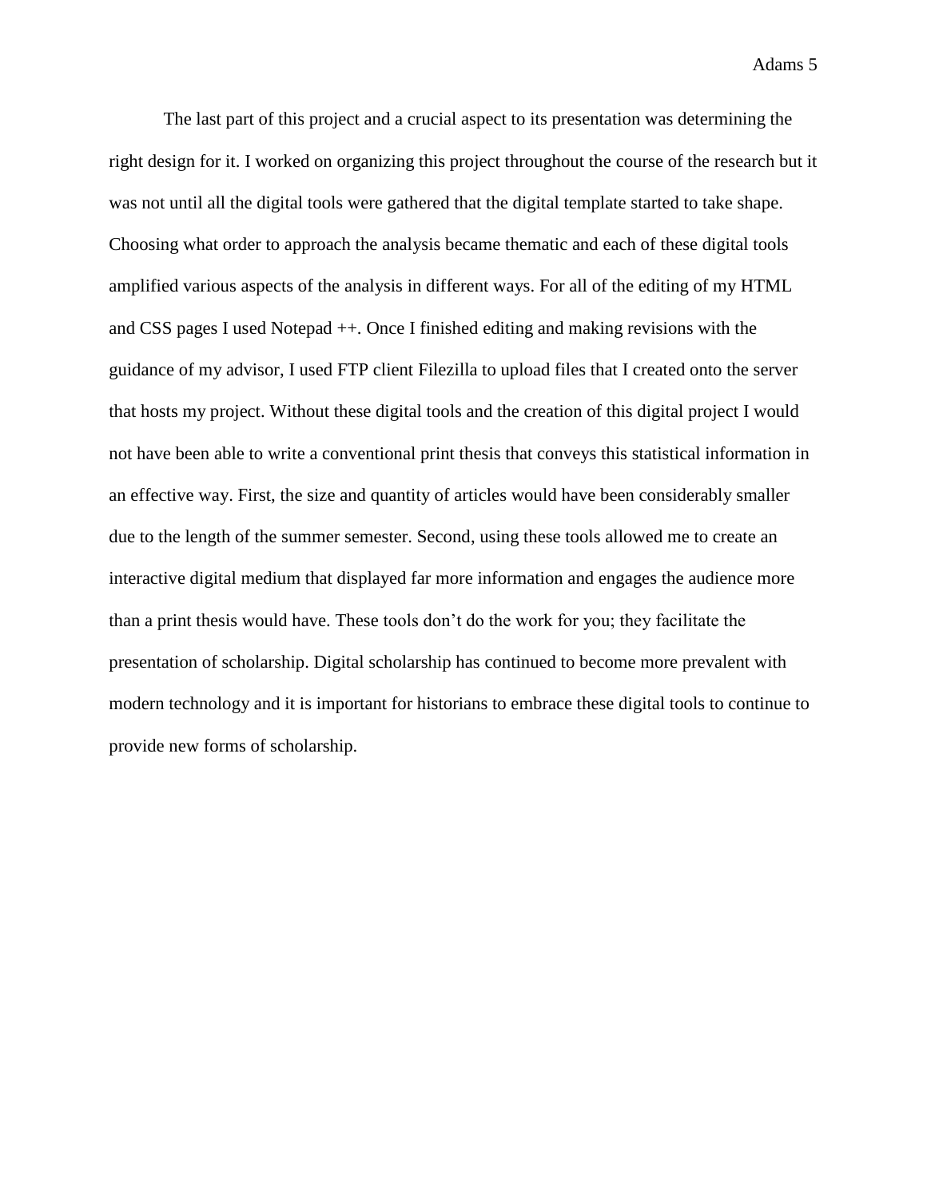The last part of this project and a crucial aspect to its presentation was determining the right design for it. I worked on organizing this project throughout the course of the research but it was not until all the digital tools were gathered that the digital template started to take shape. Choosing what order to approach the analysis became thematic and each of these digital tools amplified various aspects of the analysis in different ways. For all of the editing of my HTML and CSS pages I used Notepad ++. Once I finished editing and making revisions with the guidance of my advisor, I used FTP client Filezilla to upload files that I created onto the server that hosts my project. Without these digital tools and the creation of this digital project I would not have been able to write a conventional print thesis that conveys this statistical information in an effective way. First, the size and quantity of articles would have been considerably smaller due to the length of the summer semester. Second, using these tools allowed me to create an interactive digital medium that displayed far more information and engages the audience more than a print thesis would have. These tools don't do the work for you; they facilitate the presentation of scholarship. Digital scholarship has continued to become more prevalent with modern technology and it is important for historians to embrace these digital tools to continue to provide new forms of scholarship.